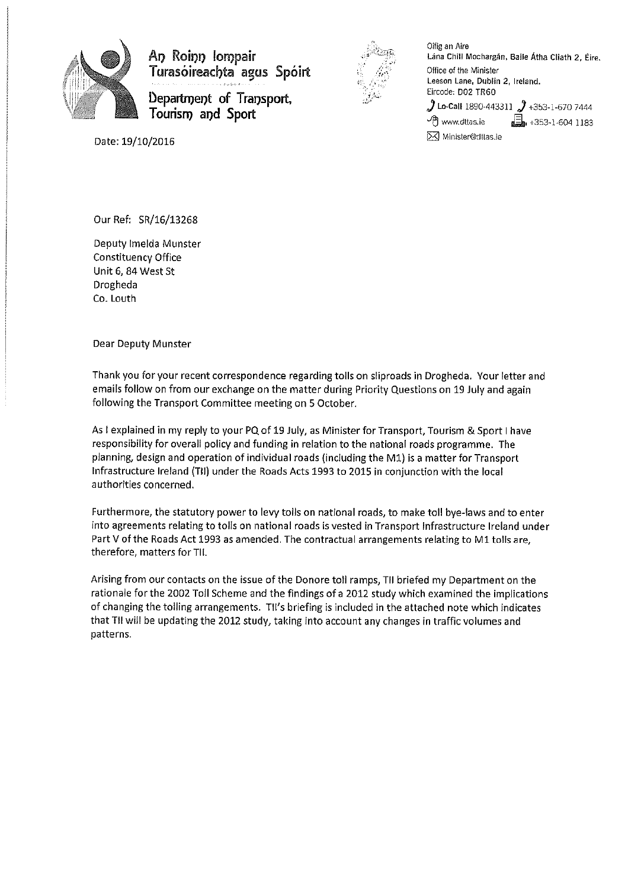An Roinn Iompair Turasóireachta agus Spóirt

Department of Transport, Tourism and Sport

Oifig an Aire
Lána Chill Mochargán, Baile Átha Cliath 2, Éire.
Office of the Minister
Leeson Lane, Dublin 2, Ireland.
Eircode: D02 TR60
Lo-Call 1890-443311 +353-1-670 7444
www.dttas.ie +353-1-604 1183
Minister@dttas.ie

Date: 19/10/2016

Our Ref: SR/16/13268

Deputy Imelda Munster
Constituency Office
Unit 6, 84 West St
Drogheda
Co. Louth

Dear Deputy Munster

Thank you for your recent correspondence regarding tolls on sliproads in Drogheda. Your letter and emails follow on from our exchange on the matter during Priority Questions on 19 July and again following the Transport Committee meeting on 5 October.

As I explained in my reply to your PQ of 19 July, as Minister for Transport, Tourism & Sport I have responsibility for overall policy and funding in relation to the national roads programme. The planning, design and operation of individual roads (including the M1) is a matter for Transport Infrastructure Ireland (TII) under the Roads Acts 1993 to 2015 in conjunction with the local authorities concerned.

Furthermore, the statutory power to levy tolls on national roads, to make toll bye-laws and to enter into agreements relating to tolls on national roads is vested in Transport Infrastructure Ireland under Part V of the Roads Act 1993 as amended. The contractual arrangements relating to M1 tolls are, therefore, matters for TII.

Arising from our contacts on the issue of the Donore toll ramps, TII briefed my Department on the rationale for the 2002 Toll Scheme and the findings of a 2012 study which examined the implications of changing the tolling arrangements. TII's briefing is included in the attached note which indicates that TII will be updating the 2012 study, taking into account any changes in traffic volumes and patterns.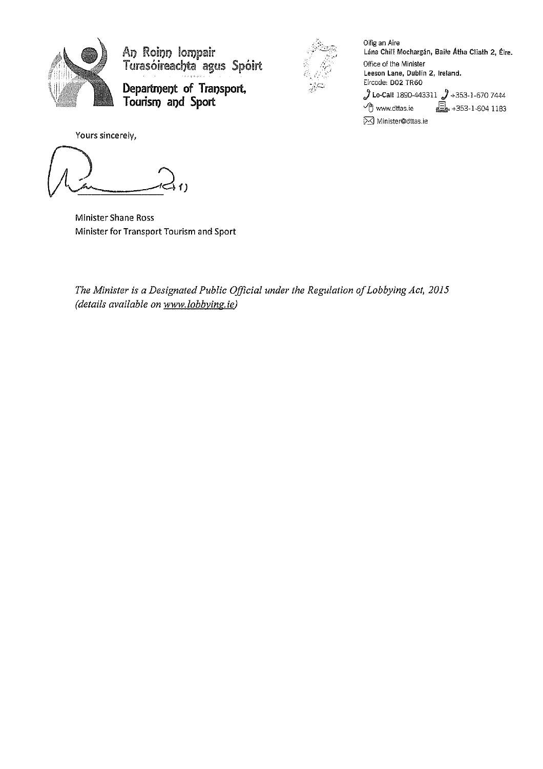An Roinn Iompair Turasóireachta agus Spóirt

Department of Transport, Tourism and Sport

Oifig an Aire
Lána Chill Mochargán, Baile Átha Cliath 2, Éire.
Office of the Minister
Leeson Lane, Dublin 2, Ireland.
Eircode: D02 TR60
Lo-Call 1890-443311 +353-1-670 7444
www.dttas.ie +353-1-604 1183
Minister@dttas.ie

Yours sincerely,

Minister Shane Ross
Minister for Transport Tourism and Sport

*The Minister is a Designated Public Official under the Regulation of Lobbying Act, 2015 (details available on www.lobbying.ie)*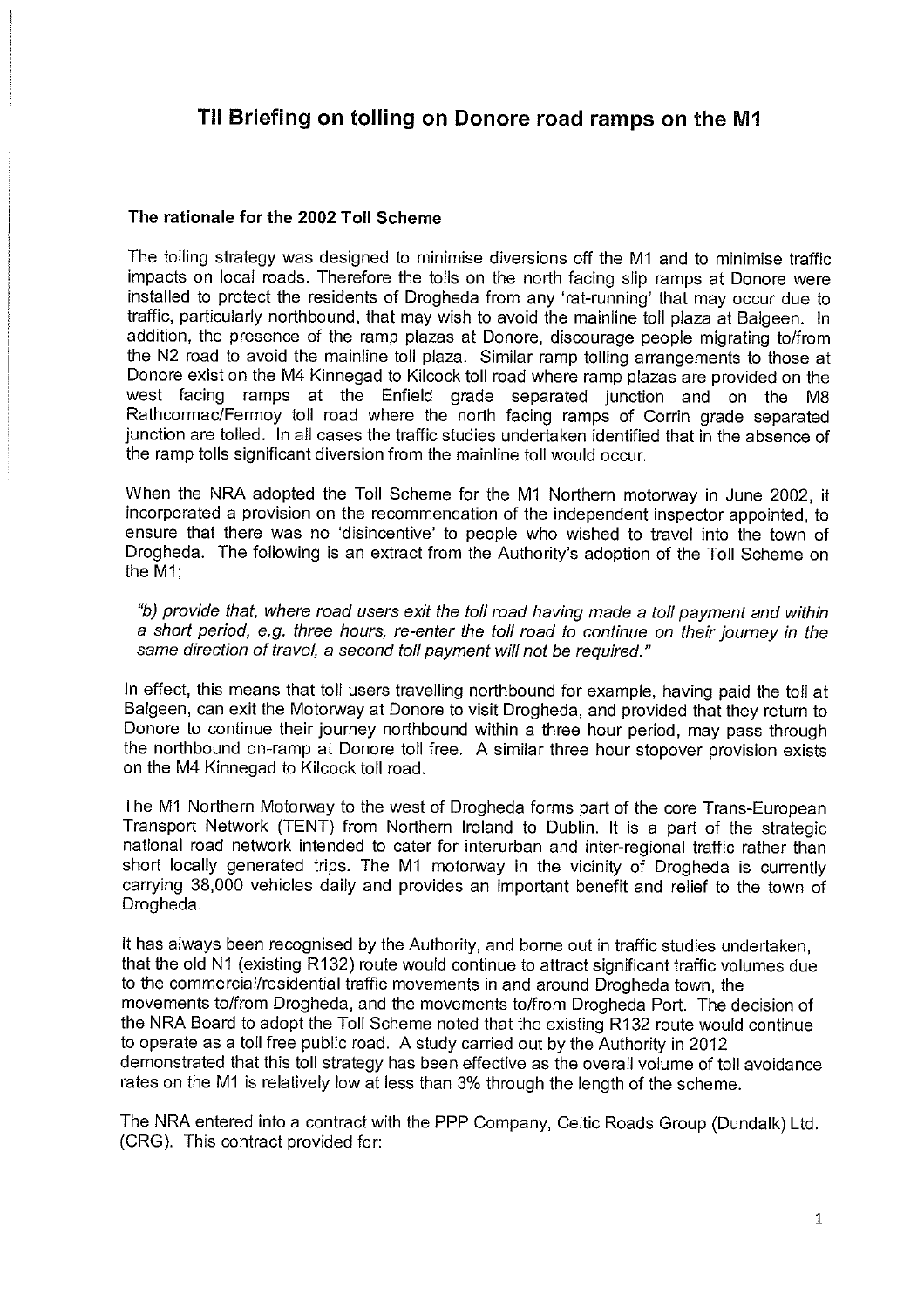# TII Briefing on tolling on Donore road ramps on the M1

## The rationale for the 2002 Toll Scheme

The tolling strategy was designed to minimise diversions off the M1 and to minimise traffic impacts on local roads. Therefore the tolls on the north facing slip ramps at Donore were installed to protect the residents of Drogheda from any 'rat-running' that may occur due to traffic, particularly northbound, that may wish to avoid the mainline toll plaza at Balgeen. In addition, the presence of the ramp plazas at Donore, discourage people migrating to/from the N2 road to avoid the mainline toll plaza. Similar ramp tolling arrangements to those at Donore exist on the M4 Kinnegad to Kilcock toll road where ramp plazas are provided on the west facing ramps at the Enfield grade separated junction and on the M8 Rathcormac/Fermoy toll road where the north facing ramps of Corrin grade separated junction are tolled. In all cases the traffic studies undertaken identified that in the absence of the ramp tolls significant diversion from the mainline toll would occur.

When the NRA adopted the Toll Scheme for the M1 Northern motorway in June 2002, it incorporated a provision on the recommendation of the independent inspector appointed, to ensure that there was no 'disincentive' to people who wished to travel into the town of Drogheda. The following is an extract from the Authority's adoption of the Toll Scheme on the M1;

> *"b) provide that, where road users exit the toll road having made a toll payment and within a short period, e.g. three hours, re-enter the toll road to continue on their journey in the same direction of travel, a second toll payment will not be required."*

In effect, this means that toll users travelling northbound for example, having paid the toll at Balgeen, can exit the Motorway at Donore to visit Drogheda, and provided that they return to Donore to continue their journey northbound within a three hour period, may pass through the northbound on-ramp at Donore toll free. A similar three hour stopover provision exists on the M4 Kinnegad to Kilcock toll road.

The M1 Northern Motorway to the west of Drogheda forms part of the core Trans-European Transport Network (TENT) from Northern Ireland to Dublin. It is a part of the strategic national road network intended to cater for interurban and inter-regional traffic rather than short locally generated trips. The M1 motorway in the vicinity of Drogheda is currently carrying 38,000 vehicles daily and provides an important benefit and relief to the town of Drogheda.

It has always been recognised by the Authority, and borne out in traffic studies undertaken, that the old N1 (existing R132) route would continue to attract significant traffic volumes due to the commercial/residential traffic movements in and around Drogheda town, the movements to/from Drogheda, and the movements to/from Drogheda Port. The decision of the NRA Board to adopt the Toll Scheme noted that the existing R132 route would continue to operate as a toll free public road. A study carried out by the Authority in 2012 demonstrated that this toll strategy has been effective as the overall volume of toll avoidance rates on the M1 is relatively low at less than 3% through the length of the scheme.

The NRA entered into a contract with the PPP Company, Celtic Roads Group (Dundalk) Ltd. (CRG). This contract provided for: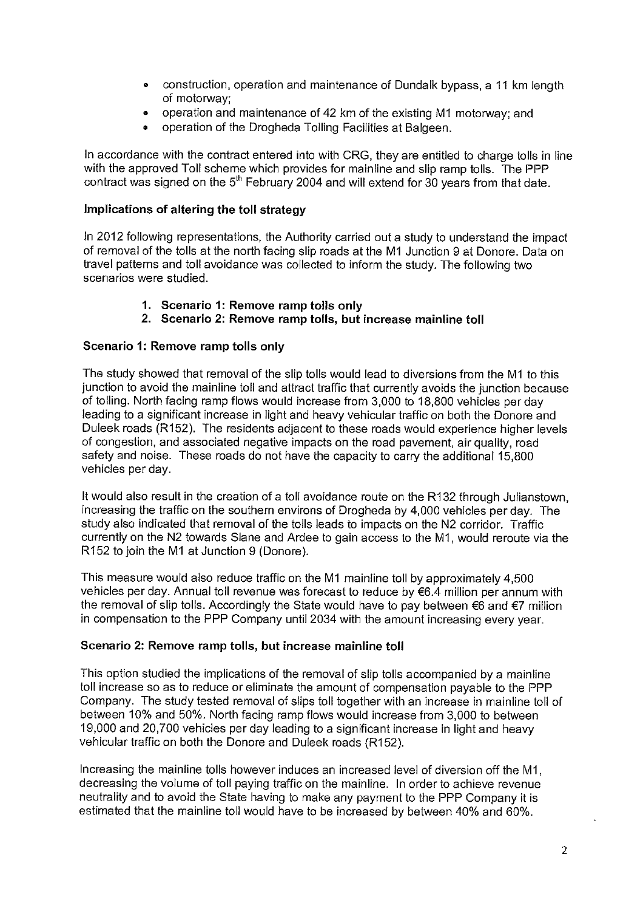- construction, operation and maintenance of Dundalk bypass, a 11 km length of motorway;
- operation and maintenance of 42 km of the existing M1 motorway; and
- operation of the Drogheda Tolling Facilities at Balgeen.

In accordance with the contract entered into with CRG, they are entitled to charge tolls in line with the approved Toll scheme which provides for mainline and slip ramp tolls. The PPP contract was signed on the 5th February 2004 and will extend for 30 years from that date.

**Implications of altering the toll strategy**

In 2012 following representations, the Authority carried out a study to understand the impact of removal of the tolls at the north facing slip roads at the M1 Junction 9 at Donore. Data on travel patterns and toll avoidance was collected to inform the study. The following two scenarios were studied.

1. **Scenario 1: Remove ramp tolls only**
2. **Scenario 2: Remove ramp tolls, but increase mainline toll**

**Scenario 1: Remove ramp tolls only**

The study showed that removal of the slip tolls would lead to diversions from the M1 to this junction to avoid the mainline toll and attract traffic that currently avoids the junction because of tolling. North facing ramp flows would increase from 3,000 to 18,800 vehicles per day leading to a significant increase in light and heavy vehicular traffic on both the Donore and Duleek roads (R152). The residents adjacent to these roads would experience higher levels of congestion, and associated negative impacts on the road pavement, air quality, road safety and noise. These roads do not have the capacity to carry the additional 15,800 vehicles per day.

It would also result in the creation of a toll avoidance route on the R132 through Julianstown, increasing the traffic on the southern environs of Drogheda by 4,000 vehicles per day. The study also indicated that removal of the tolls leads to impacts on the N2 corridor. Traffic currently on the N2 towards Slane and Ardee to gain access to the M1, would reroute via the R152 to join the M1 at Junction 9 (Donore).

This measure would also reduce traffic on the M1 mainline toll by approximately 4,500 vehicles per day. Annual toll revenue was forecast to reduce by €6.4 million per annum with the removal of slip tolls. Accordingly the State would have to pay between €6 and €7 million in compensation to the PPP Company until 2034 with the amount increasing every year.

**Scenario 2: Remove ramp tolls, but increase mainline toll**

This option studied the implications of the removal of slip tolls accompanied by a mainline toll increase so as to reduce or eliminate the amount of compensation payable to the PPP Company. The study tested removal of slips toll together with an increase in mainline toll of between 10% and 50%. North facing ramp flows would increase from 3,000 to between 19,000 and 20,700 vehicles per day leading to a significant increase in light and heavy vehicular traffic on both the Donore and Duleek roads (R152).

Increasing the mainline tolls however induces an increased level of diversion off the M1, decreasing the volume of toll paying traffic on the mainline. In order to achieve revenue neutrality and to avoid the State having to make any payment to the PPP Company it is estimated that the mainline toll would have to be increased by between 40% and 60%.